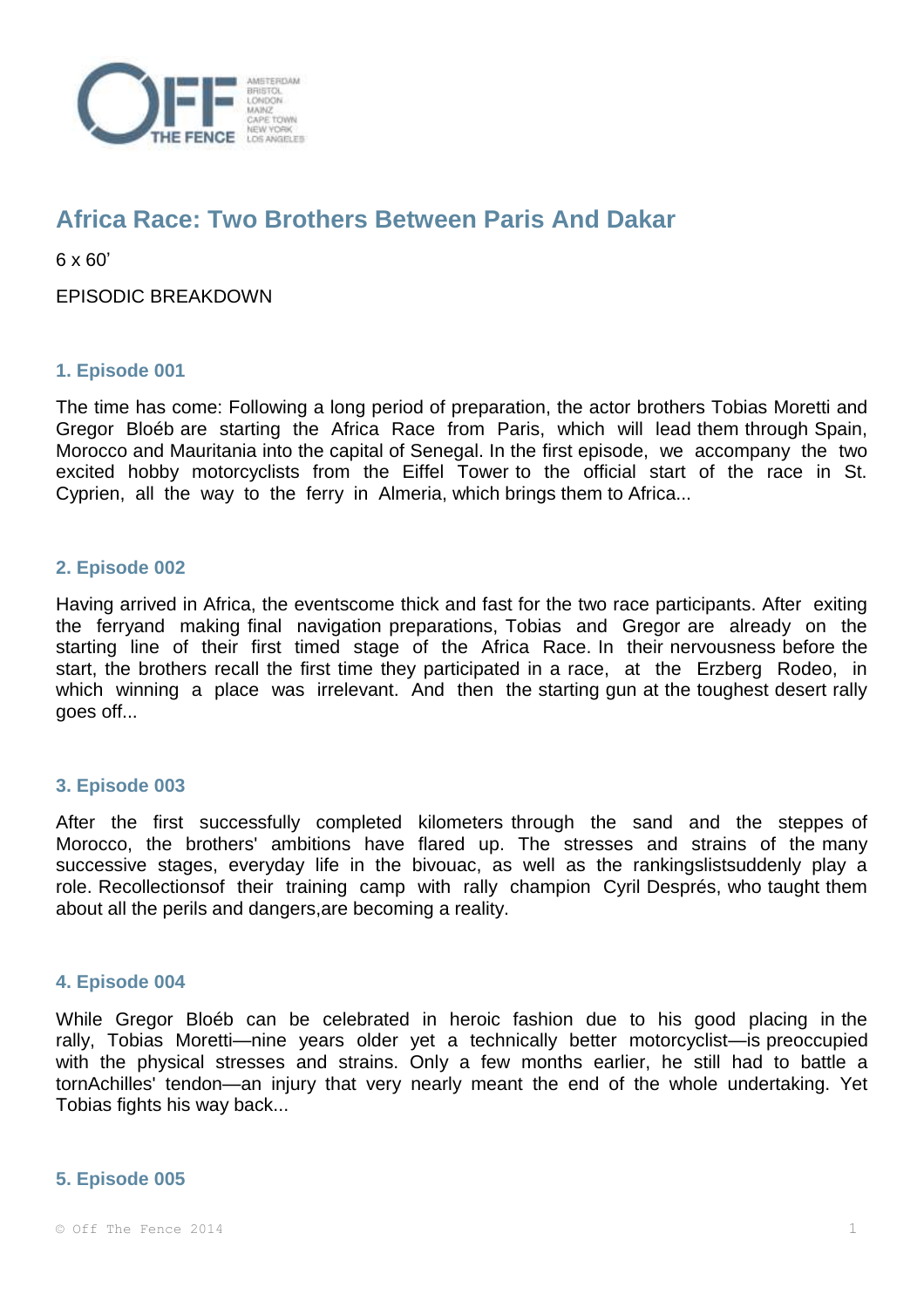# Africa Race: Two Brothers Between Paris And Dakar

6 x 60'

EPISODIC BREAKDOWN

## 1. Episode 001

The time has come: Following a long period of preparation, the actor brothers Tobias Moretti and Gregor Bloéb are starting the Africa Race from Paris, which will lead them through Spain, Morocco and Mauritania into the capital of Senegal. In the first episode, we accompany the two excited hobby motorcyclists from the Eiffel Tower to the official start of the race in St. Cyprien, all the way to the ferry in Almeria, which brings them to Africa...

## 2. Episode 002

Having arrived in Africa, the eventscome thick and fast for the two race participants. After exiting the ferryand making final navigation preparations, Tobias and Gregor are already on the starting line of their first timed stage of the Africa Race. In their nervousness before the start, the brothers recall the first time they participated in a race, at the Erzberg Rodeo, in which winning a place was irrelevant. And then the starting gun at the toughest desert rally goes off...

## 3. Episode 003

After the first successfully completed kilometers through the sand and the steppes of Morocco, the brothers' ambitions have flared up. The stresses and strains of the many successive stages, everyday life in the bivouac, as well as the rankingslistsuddenly play a role. Recollectionsof their training camp with rally champion Cyril Després, who taught them about all the perils and dangers,are becoming a reality.

## 4. Episode 004

While Gregor Bloéb can be celebrated in heroic fashion due to his good placing in the rally, Tobias Moretti—nine years older yet a technically better motorcyclist—is preoccupied with the physical stresses and strains. Only a few months earlier, he still had to battle a tornAchilles' tendon—an injury that very nearly meant the end of the whole undertaking. Yet Tobias fights his way back...

## 5. Episode 005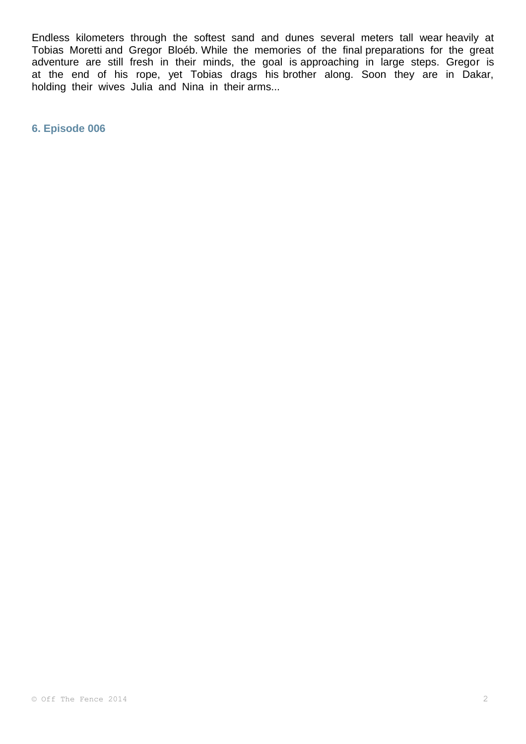Endless kilometers through the softest sand and dunes several meters tall wear heavily at Tobias Moretti and Gregor Bloéb. While the memories of the final preparations for the great adventure are still fresh in their minds, the goal is approaching in large steps. Gregor is at the end of his rope, yet Tobias drags his brother along. Soon they are in Dakar, holding their wives Julia and Nina in their arms...

## 6. Episode 006